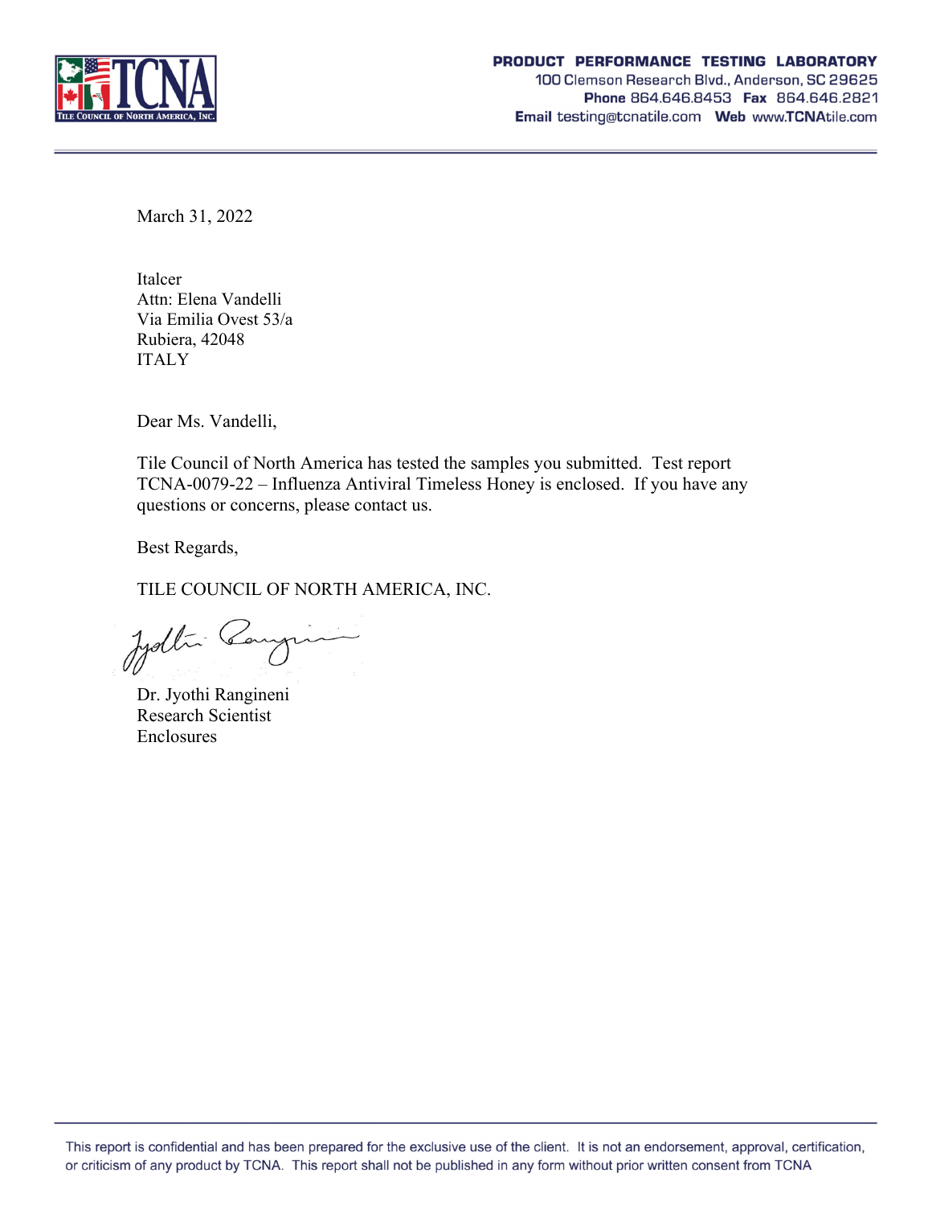**PRODUCT PERFORMANCE TESTING LABORATORY**
100 Clemson Research Blvd., Anderson, SC 29625
**Phone** 864.646.8453 **Fax** 864.646.2821
**Email** testing@tcnatile.com **Web** www.TCNAtile.com

March 31, 2022

Italcer
Attn: Elena Vandelli
Via Emilia Ovest 53/a
Rubiera, 42048
ITALY

Dear Ms. Vandelli,

Tile Council of North America has tested the samples you submitted. Test report TCNA-0079-22 – Influenza Antiviral Timeless Honey is enclosed. If you have any questions or concerns, please contact us.

Best Regards,

TILE COUNCIL OF NORTH AMERICA, INC.

Dr. Jyothi Rangineni
Research Scientist
Enclosures

This report is confidential and has been prepared for the exclusive use of the client. It is not an endorsement, approval, certification, or criticism of any product by TCNA. This report shall not be published in any form without prior written consent from TCNA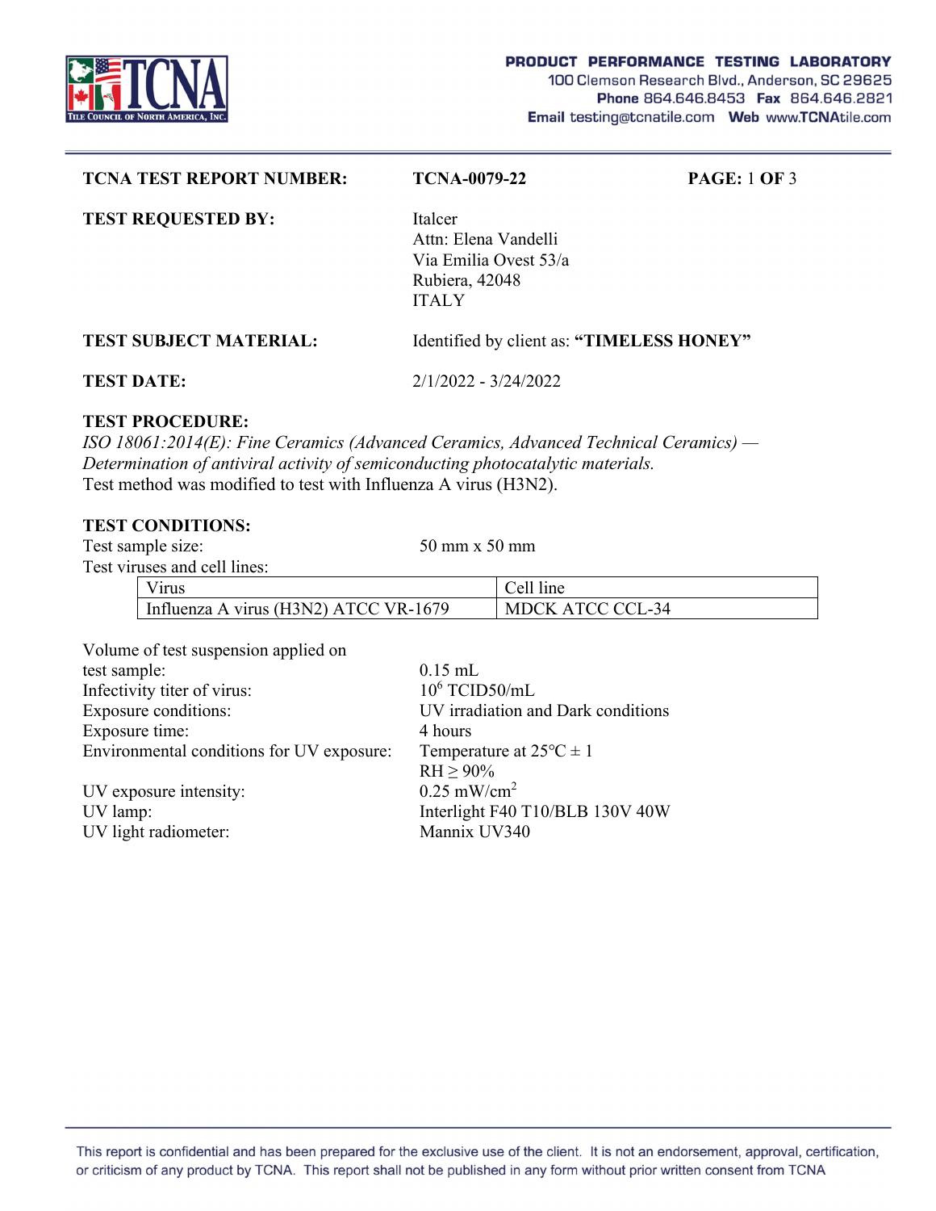| **TCNA TEST REPORT NUMBER:** | **TCNA-0079-22** | **PAGE:** 1 **OF** 3 |
|---|---|---|

**TEST REQUESTED BY:**

Italcer
Attn: Elena Vandelli
Via Emilia Ovest 53/a
Rubiera, 42048
ITALY

**TEST SUBJECT MATERIAL:** Identified by client as: **"TIMELESS HONEY"**

**TEST DATE:** 2/1/2022 - 3/24/2022

**TEST PROCEDURE:**

*ISO 18061:2014(E): Fine Ceramics (Advanced Ceramics, Advanced Technical Ceramics) — Determination of antiviral activity of semiconducting photocatalytic materials.*
Test method was modified to test with Influenza A virus (H3N2).

**TEST CONDITIONS:**

Test sample size: 50 mm x 50 mm

Test viruses and cell lines:

| Virus | Cell line |
|---|---|
| Influenza A virus (H3N2) ATCC VR-1679 | MDCK ATCC CCL-34 |

Volume of test suspension applied on test sample: 0.15 mL
Infectivity titer of virus: $10^6$ TCID50/mL
Exposure conditions: UV irradiation and Dark conditions
Exposure time: 4 hours
Environmental conditions for UV exposure: Temperature at 25°C ± 1; RH ≥ 90%
UV exposure intensity: 0.25 mW/$cm^2$
UV lamp: Interlight F40 T10/BLB 130V 40W
UV light radiometer: Mannix UV340

This report is confidential and has been prepared for the exclusive use of the client. It is not an endorsement, approval, certification, or criticism of any product by TCNA. This report shall not be published in any form without prior written consent from TCNA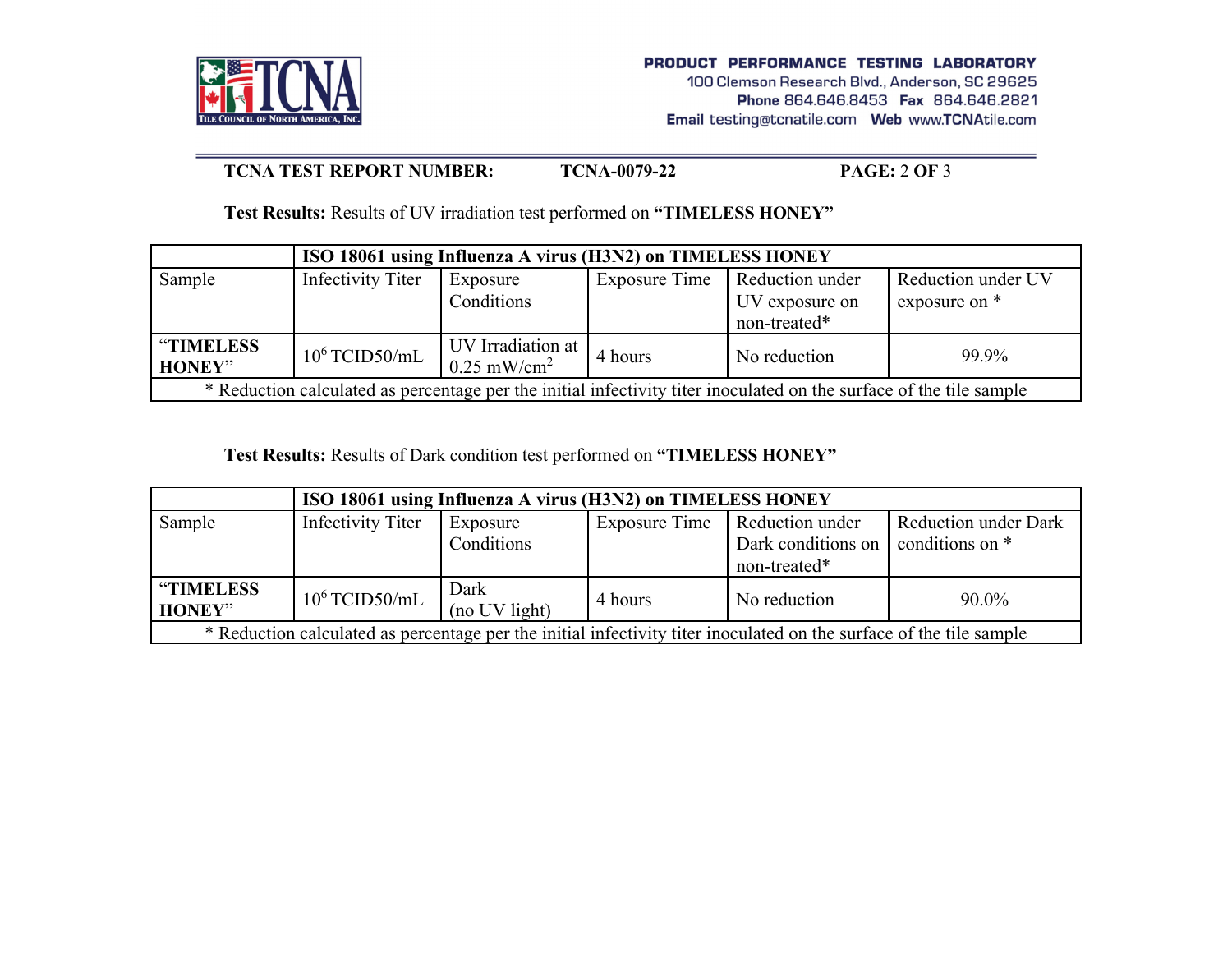**TCNA TEST REPORT NUMBER:** TCNA-0079-22

**Test Results:** Results of UV irradiation test performed on **"TIMELESS HONEY"**

| | **ISO 18061 using Influenza A virus (H3N2) on TIMELESS HONEY** | | | | |
|---|---|---|---|---|---|
| Sample | Infectivity Titer | Exposure Conditions | Exposure Time | Reduction under UV exposure on non-treated* | Reduction under UV exposure on * |
| **"TIMELESS HONEY"** | $10^6$ TCID50/mL | UV Irradiation at 0.25 $mW/cm^2$ | 4 hours | No reduction | 99.9% |
| * Reduction calculated as percentage per the initial infectivity titer inoculated on the surface of the tile sample | | | | | |

**Test Results:** Results of Dark condition test performed on **"TIMELESS HONEY"**

| | **ISO 18061 using Influenza A virus (H3N2) on TIMELESS HONEY** | | | | |
|---|---|---|---|---|---|
| Sample | Infectivity Titer | Exposure Conditions | Exposure Time | Reduction under Dark conditions on non-treated* | Reduction under Dark conditions on * |
| **"TIMELESS HONEY"** | $10^6$ TCID50/mL | Dark (no UV light) | 4 hours | No reduction | 90.0% |
| * Reduction calculated as percentage per the initial infectivity titer inoculated on the surface of the tile sample | | | | | |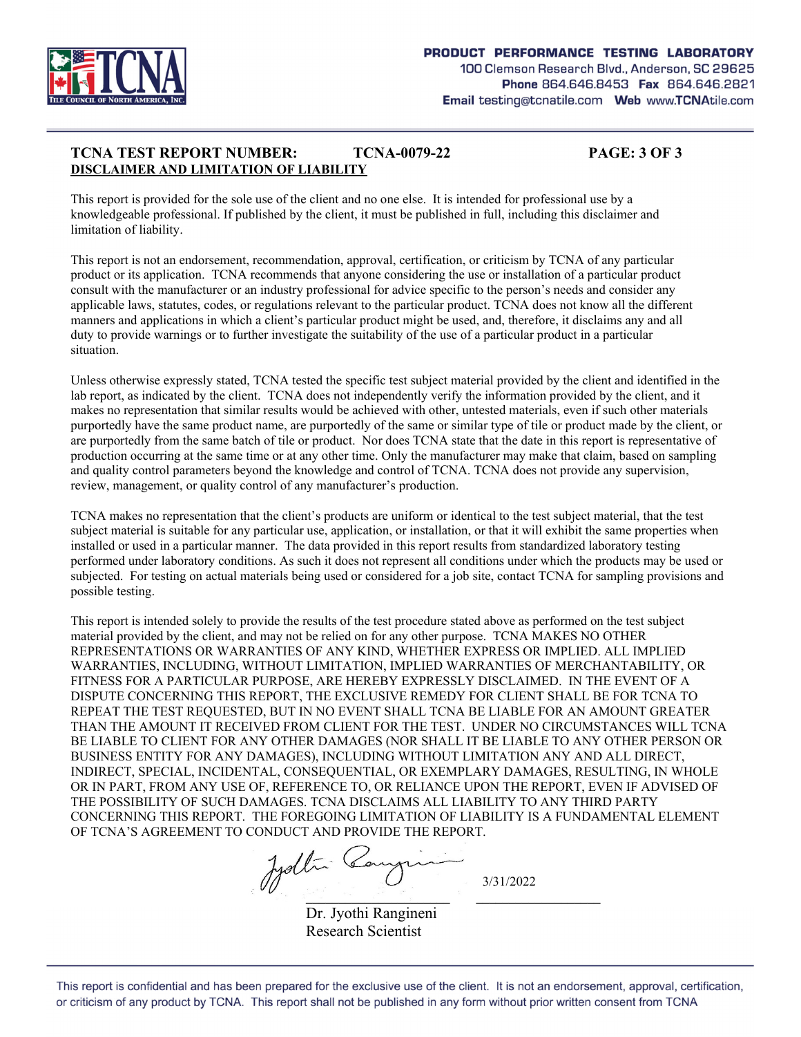**TCNA TEST REPORT NUMBER: TCNA-0079-22**

## DISCLAIMER AND LIMITATION OF LIABILITY

This report is provided for the sole use of the client and no one else. It is intended for professional use by a knowledgeable professional. If published by the client, it must be published in full, including this disclaimer and limitation of liability.

This report is not an endorsement, recommendation, approval, certification, or criticism by TCNA of any particular product or its application. TCNA recommends that anyone considering the use or installation of a particular product consult with the manufacturer or an industry professional for advice specific to the person's needs and consider any applicable laws, statutes, codes, or regulations relevant to the particular product. TCNA does not know all the different manners and applications in which a client's particular product might be used, and, therefore, it disclaims any and all duty to provide warnings or to further investigate the suitability of the use of a particular product in a particular situation.

Unless otherwise expressly stated, TCNA tested the specific test subject material provided by the client and identified in the lab report, as indicated by the client. TCNA does not independently verify the information provided by the client, and it makes no representation that similar results would be achieved with other, untested materials, even if such other materials purportedly have the same product name, are purportedly of the same or similar type of tile or product made by the client, or are purportedly from the same batch of tile or product. Nor does TCNA state that the date in this report is representative of production occurring at the same time or at any other time. Only the manufacturer may make that claim, based on sampling and quality control parameters beyond the knowledge and control of TCNA. TCNA does not provide any supervision, review, management, or quality control of any manufacturer's production.

TCNA makes no representation that the client's products are uniform or identical to the test subject material, that the test subject material is suitable for any particular use, application, or installation, or that it will exhibit the same properties when installed or used in a particular manner. The data provided in this report results from standardized laboratory testing performed under laboratory conditions. As such it does not represent all conditions under which the products may be used or subjected. For testing on actual materials being used or considered for a job site, contact TCNA for sampling provisions and possible testing.

This report is intended solely to provide the results of the test procedure stated above as performed on the test subject material provided by the client, and may not be relied on for any other purpose. TCNA MAKES NO OTHER REPRESENTATIONS OR WARRANTIES OF ANY KIND, WHETHER EXPRESS OR IMPLIED. ALL IMPLIED WARRANTIES, INCLUDING, WITHOUT LIMITATION, IMPLIED WARRANTIES OF MERCHANTABILITY, OR FITNESS FOR A PARTICULAR PURPOSE, ARE HEREBY EXPRESSLY DISCLAIMED. IN THE EVENT OF A DISPUTE CONCERNING THIS REPORT, THE EXCLUSIVE REMEDY FOR CLIENT SHALL BE FOR TCNA TO REPEAT THE TEST REQUESTED, BUT IN NO EVENT SHALL TCNA BE LIABLE FOR AN AMOUNT GREATER THAN THE AMOUNT IT RECEIVED FROM CLIENT FOR THE TEST. UNDER NO CIRCUMSTANCES WILL TCNA BE LIABLE TO CLIENT FOR ANY OTHER DAMAGES (NOR SHALL IT BE LIABLE TO ANY OTHER PERSON OR BUSINESS ENTITY FOR ANY DAMAGES), INCLUDING WITHOUT LIMITATION ANY AND ALL DIRECT, INDIRECT, SPECIAL, INCIDENTAL, CONSEQUENTIAL, OR EXEMPLARY DAMAGES, RESULTING, IN WHOLE OR IN PART, FROM ANY USE OF, REFERENCE TO, OR RELIANCE UPON THE REPORT, EVEN IF ADVISED OF THE POSSIBILITY OF SUCH DAMAGES. TCNA DISCLAIMS ALL LIABILITY TO ANY THIRD PARTY CONCERNING THIS REPORT. THE FOREGOING LIMITATION OF LIABILITY IS A FUNDAMENTAL ELEMENT OF TCNA'S AGREEMENT TO CONDUCT AND PROVIDE THE REPORT.

3/31/2022

Dr. Jyothi Rangineni
Research Scientist

This report is confidential and has been prepared for the exclusive use of the client. It is not an endorsement, approval, certification, or criticism of any product by TCNA. This report shall not be published in any form without prior written consent from TCNA